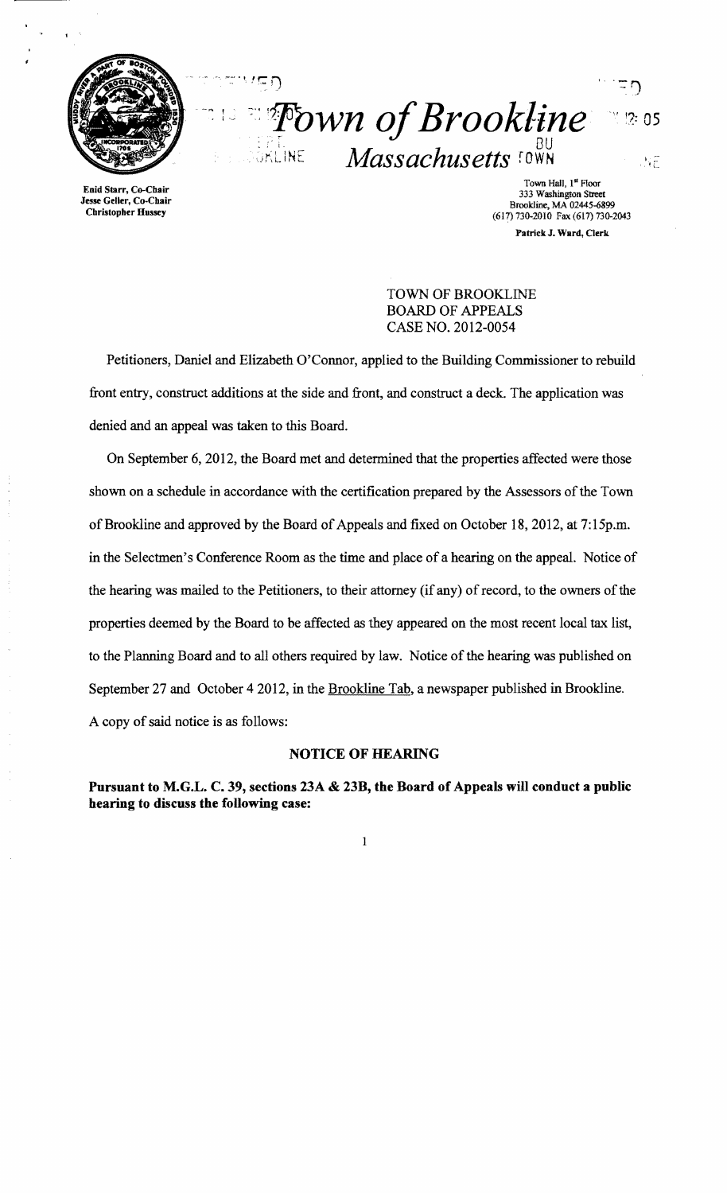# Town of Brookline
## Massachusetts

Enid Starr, Co-Chair
Jesse Geller, Co-Chair
Christopher Hussey

Town Hall, 1st Floor
333 Washington Street
Brookline, MA 02445-6899
(617) 730-2010 Fax (617) 730-2043

**Patrick J. Ward, Clerk**

TOWN OF BROOKLINE
BOARD OF APPEALS
CASE NO. 2012-0054

Petitioners, Daniel and Elizabeth O'Connor, applied to the Building Commissioner to rebuild front entry, construct additions at the side and front, and construct a deck. The application was denied and an appeal was taken to this Board.

On September 6, 2012, the Board met and determined that the properties affected were those shown on a schedule in accordance with the certification prepared by the Assessors of the Town of Brookline and approved by the Board of Appeals and fixed on October 18, 2012, at 7:15p.m. in the Selectmen's Conference Room as the time and place of a hearing on the appeal. Notice of the hearing was mailed to the Petitioners, to their attorney (if any) of record, to the owners of the properties deemed by the Board to be affected as they appeared on the most recent local tax list, to the Planning Board and to all others required by law. Notice of the hearing was published on September 27 and October 4 2012, in the Brookline Tab, a newspaper published in Brookline. A copy of said notice is as follows:

### NOTICE OF HEARING

**Pursuant to M.G.L. C. 39, sections 23A & 23B, the Board of Appeals will conduct a public hearing to discuss the following case:**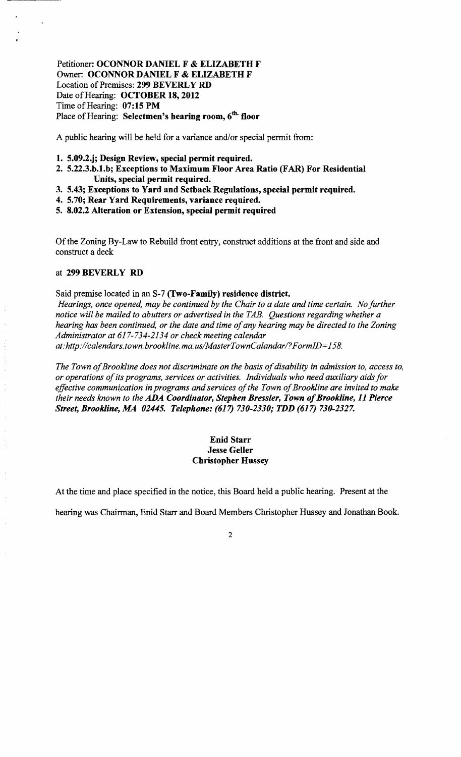Petitioner: **OCONNOR DANIEL F & ELIZABETH F**
Owner: **OCONNOR DANIEL F & ELIZABETH F**
Location of Premises: **299 BEVERLY RD**
Date of Hearing: **OCTOBER 18, 2012**
Time of Hearing: **07:15 PM**
Place of Hearing: **Selectmen's hearing room, 6th floor**

A public hearing will be held for a variance and/or special permit from:

1. **5.09.2.j; Design Review, special permit required.**
2. **5.22.3.b.1.b; Exceptions to Maximum Floor Area Ratio (FAR) For Residential Units, special permit required.**
3. **5.43; Exceptions to Yard and Setback Regulations, special permit required.**
4. **5.70; Rear Yard Requirements, variance required.**
5. **8.02.2 Alteration or Extension, special permit required**

Of the Zoning By-Law to Rebuild front entry, construct additions at the front and side and construct a deck

at **299 BEVERLY RD**

Said premise located in an S-7 **(Two-Family) residence district.**

*Hearings, once opened, may be continued by the Chair to a date and time certain. No further notice will be mailed to abutters or advertised in the TAB. Questions regarding whether a hearing has been continued, or the date and time of any hearing may be directed to the Zoning Administrator at 617-734-2134 or check meeting calendar at:http://calendars.town.brookline.ma.us/MasterTownCalandar/?FormID=158.*

*The Town of Brookline does not discriminate on the basis of disability in admission to, access to, or operations of its programs, services or activities. Individuals who need auxiliary aids for effective communication in programs and services of the Town of Brookline are invited to make their needs known to the* ***ADA Coordinator, Stephen Bressler, Town of Brookline, 11 Pierce Street, Brookline, MA 02445. Telephone: (617) 730-2330; TDD (617) 730-2327.***

**Enid Starr**
**Jesse Geller**
**Christopher Hussey**

At the time and place specified in the notice, this Board held a public hearing. Present at the hearing was Chairman, Enid Starr and Board Members Christopher Hussey and Jonathan Book.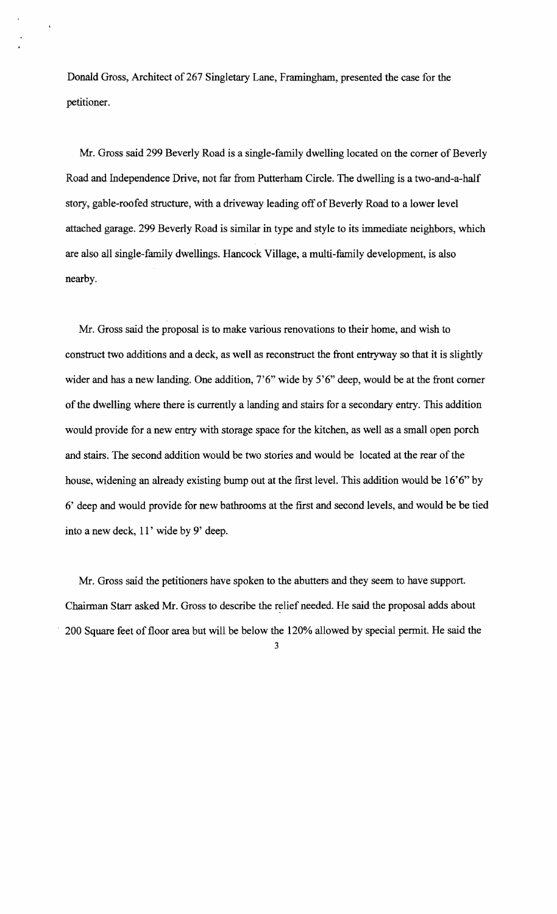Donald Gross, Architect of 267 Singletary Lane, Framingham, presented the case for the petitioner.

Mr. Gross said 299 Beverly Road is a single-family dwelling located on the corner of Beverly Road and Independence Drive, not far from Putterham Circle. The dwelling is a two-and-a-half story, gable-roofed structure, with a driveway leading off of Beverly Road to a lower level attached garage. 299 Beverly Road is similar in type and style to its immediate neighbors, which are also all single-family dwellings. Hancock Village, a multi-family development, is also nearby.

Mr. Gross said the proposal is to make various renovations to their home, and wish to construct two additions and a deck, as well as reconstruct the front entryway so that it is slightly wider and has a new landing. One addition, 7'6" wide by 5'6" deep, would be at the front corner of the dwelling where there is currently a landing and stairs for a secondary entry. This addition would provide for a new entry with storage space for the kitchen, as well as a small open porch and stairs. The second addition would be two stories and would be located at the rear of the house, widening an already existing bump out at the first level. This addition would be 16'6" by 6' deep and would provide for new bathrooms at the first and second levels, and would be be tied into a new deck, 11' wide by 9' deep.

Mr. Gross said the petitioners have spoken to the abutters and they seem to have support. Chairman Starr asked Mr. Gross to describe the relief needed. He said the proposal adds about 200 Square feet of floor area but will be below the 120% allowed by special permit. He said the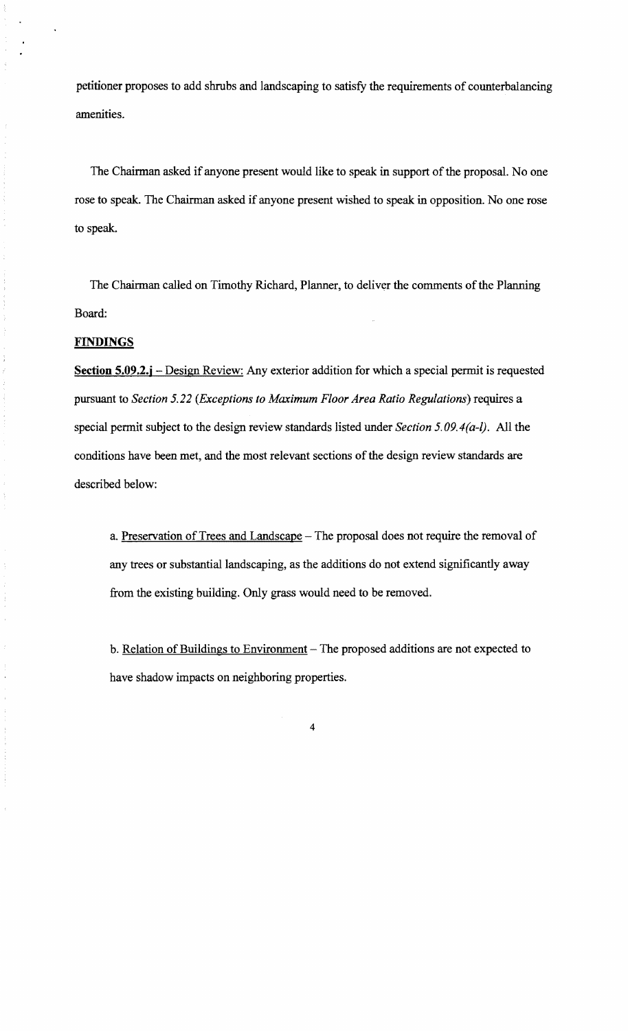petitioner proposes to add shrubs and landscaping to satisfy the requirements of counterbalancing amenities.

The Chairman asked if anyone present would like to speak in support of the proposal. No one rose to speak. The Chairman asked if anyone present wished to speak in opposition. No one rose to speak.

The Chairman called on Timothy Richard, Planner, to deliver the comments of the Planning Board:

**FINDINGS**

**Section 5.09.2.j** – Design Review: Any exterior addition for which a special permit is requested pursuant to *Section 5.22 (Exceptions to Maximum Floor Area Ratio Regulations)* requires a special permit subject to the design review standards listed under *Section 5.09.4(a-l)*. All the conditions have been met, and the most relevant sections of the design review standards are described below:

a. Preservation of Trees and Landscape – The proposal does not require the removal of any trees or substantial landscaping, as the additions do not extend significantly away from the existing building. Only grass would need to be removed.

b. Relation of Buildings to Environment – The proposed additions are not expected to have shadow impacts on neighboring properties.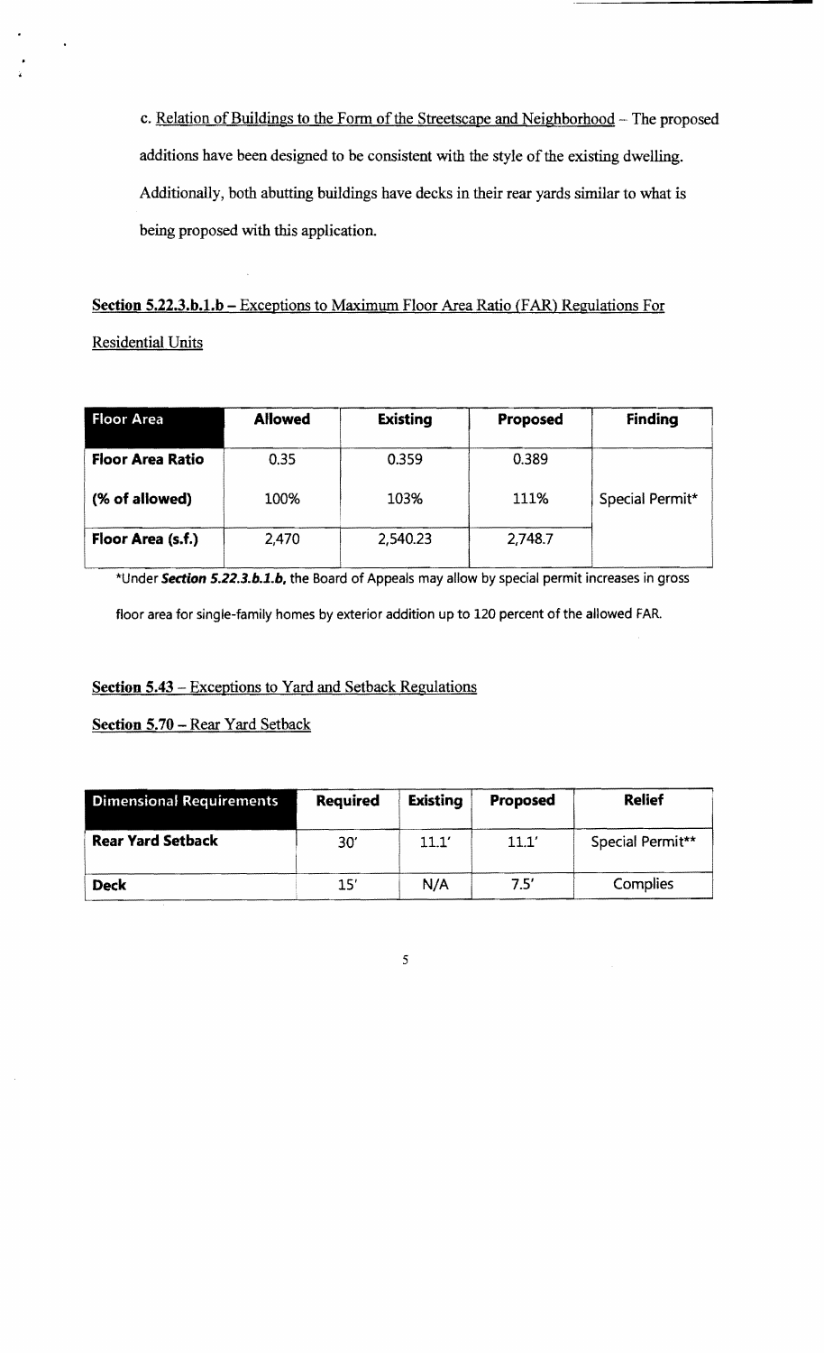c. Relation of Buildings to the Form of the Streetscape and Neighborhood – The proposed additions have been designed to be consistent with the style of the existing dwelling. Additionally, both abutting buildings have decks in their rear yards similar to what is being proposed with this application.

**Section 5.22.3.b.1.b** – Exceptions to Maximum Floor Area Ratio (FAR) Regulations For Residential Units

| Floor Area | Allowed | Existing | Proposed | Finding |
|---|---|---|---|---|
| **Floor Area Ratio** | 0.35 | 0.359 | 0.389 | |
| **(% of allowed)** | 100% | 103% | 111% | Special Permit* |
| **Floor Area (s.f.)** | 2,470 | 2,540.23 | 2,748.7 | |

*Under ***Section 5.22.3.b.1.b***, the Board of Appeals may allow by special permit increases in gross floor area for single-family homes by exterior addition up to 120 percent of the allowed FAR.

**Section 5.43** – Exceptions to Yard and Setback Regulations

**Section 5.70** – Rear Yard Setback

| Dimensional Requirements | Required | Existing | Proposed | Relief |
|---|---|---|---|---|
| **Rear Yard Setback** | 30' | 11.1' | 11.1' | Special Permit** |
| **Deck** | 15' | N/A | 7.5' | Complies |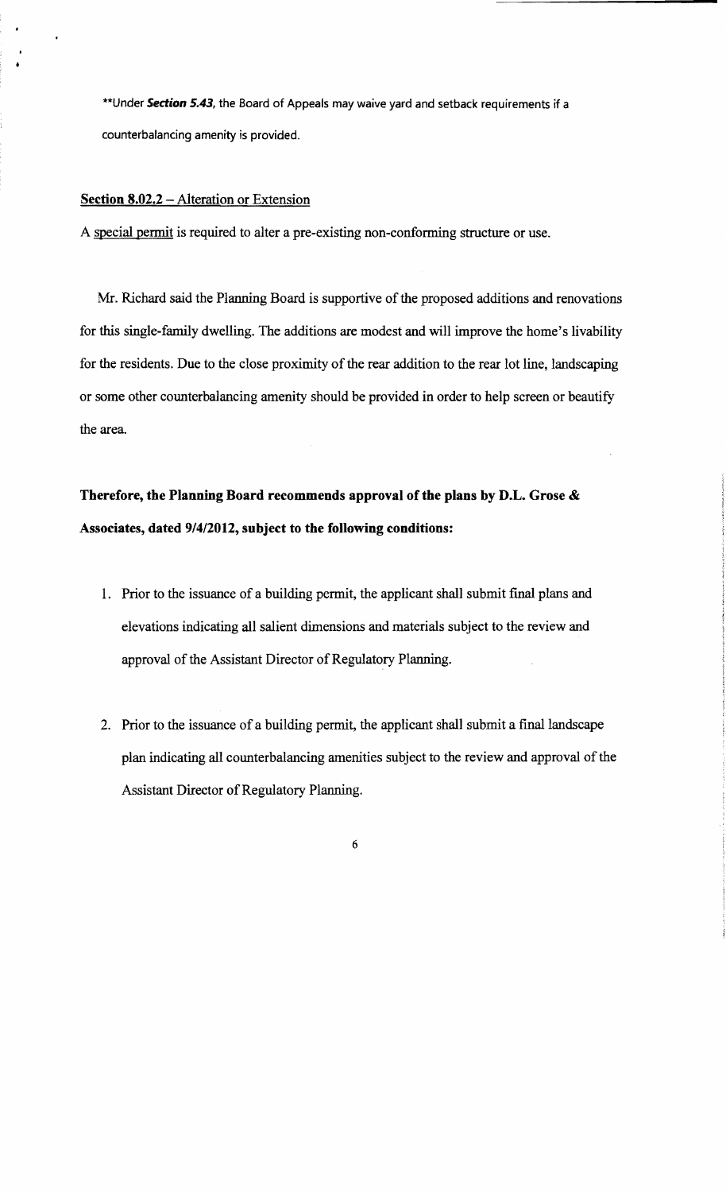**Under ***Section 5.43***, the Board of Appeals may waive yard and setback requirements if a counterbalancing amenity is provided.

**Section 8.02.2** – Alteration or Extension

A special permit is required to alter a pre-existing non-conforming structure or use.

Mr. Richard said the Planning Board is supportive of the proposed additions and renovations for this single-family dwelling. The additions are modest and will improve the home's livability for the residents. Due to the close proximity of the rear addition to the rear lot line, landscaping or some other counterbalancing amenity should be provided in order to help screen or beautify the area.

**Therefore, the Planning Board recommends approval of the plans by D.L. Grose & Associates, dated 9/4/2012, subject to the following conditions:**

1. Prior to the issuance of a building permit, the applicant shall submit final plans and elevations indicating all salient dimensions and materials subject to the review and approval of the Assistant Director of Regulatory Planning.

2. Prior to the issuance of a building permit, the applicant shall submit a final landscape plan indicating all counterbalancing amenities subject to the review and approval of the Assistant Director of Regulatory Planning.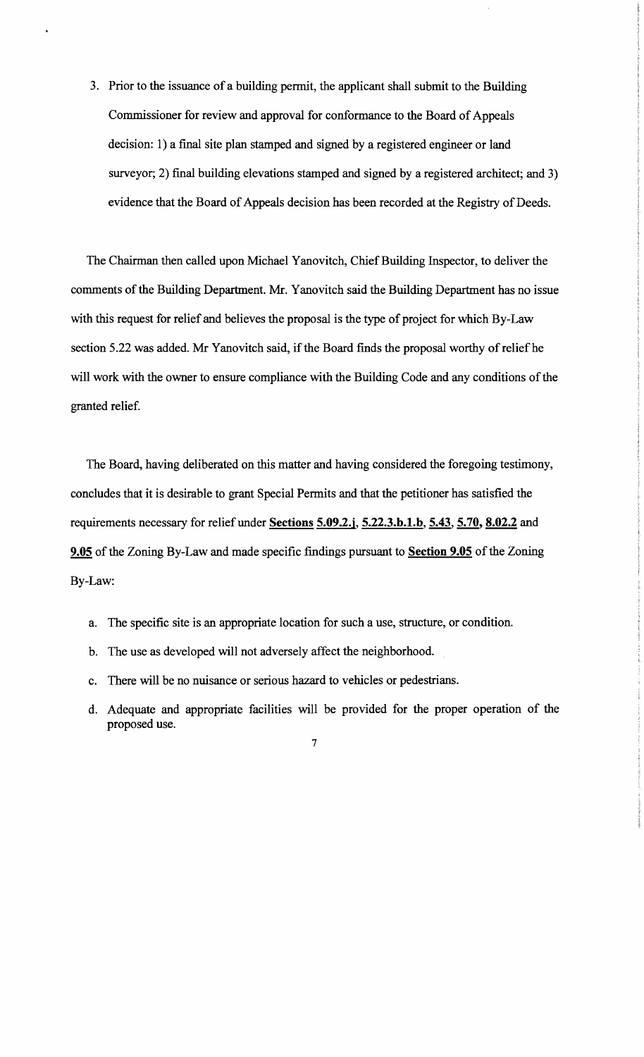3. Prior to the issuance of a building permit, the applicant shall submit to the Building Commissioner for review and approval for conformance to the Board of Appeals decision: 1) a final site plan stamped and signed by a registered engineer or land surveyor; 2) final building elevations stamped and signed by a registered architect; and 3) evidence that the Board of Appeals decision has been recorded at the Registry of Deeds.

The Chairman then called upon Michael Yanovitch, Chief Building Inspector, to deliver the comments of the Building Department. Mr. Yanovitch said the Building Department has no issue with this request for relief and believes the proposal is the type of project for which By-Law section 5.22 was added. Mr Yanovitch said, if the Board finds the proposal worthy of relief he will work with the owner to ensure compliance with the Building Code and any conditions of the granted relief.

The Board, having deliberated on this matter and having considered the foregoing testimony, concludes that it is desirable to grant Special Permits and that the petitioner has satisfied the requirements necessary for relief under **Sections 5.09.2.j**, **5.22.3.b.1.b**, **5.43**, **5.70**, **8.02.2** and **9.05** of the Zoning By-Law and made specific findings pursuant to **Section 9.05** of the Zoning By-Law:

a. The specific site is an appropriate location for such a use, structure, or condition.

b. The use as developed will not adversely affect the neighborhood.

c. There will be no nuisance or serious hazard to vehicles or pedestrians.

d. Adequate and appropriate facilities will be provided for the proper operation of the proposed use.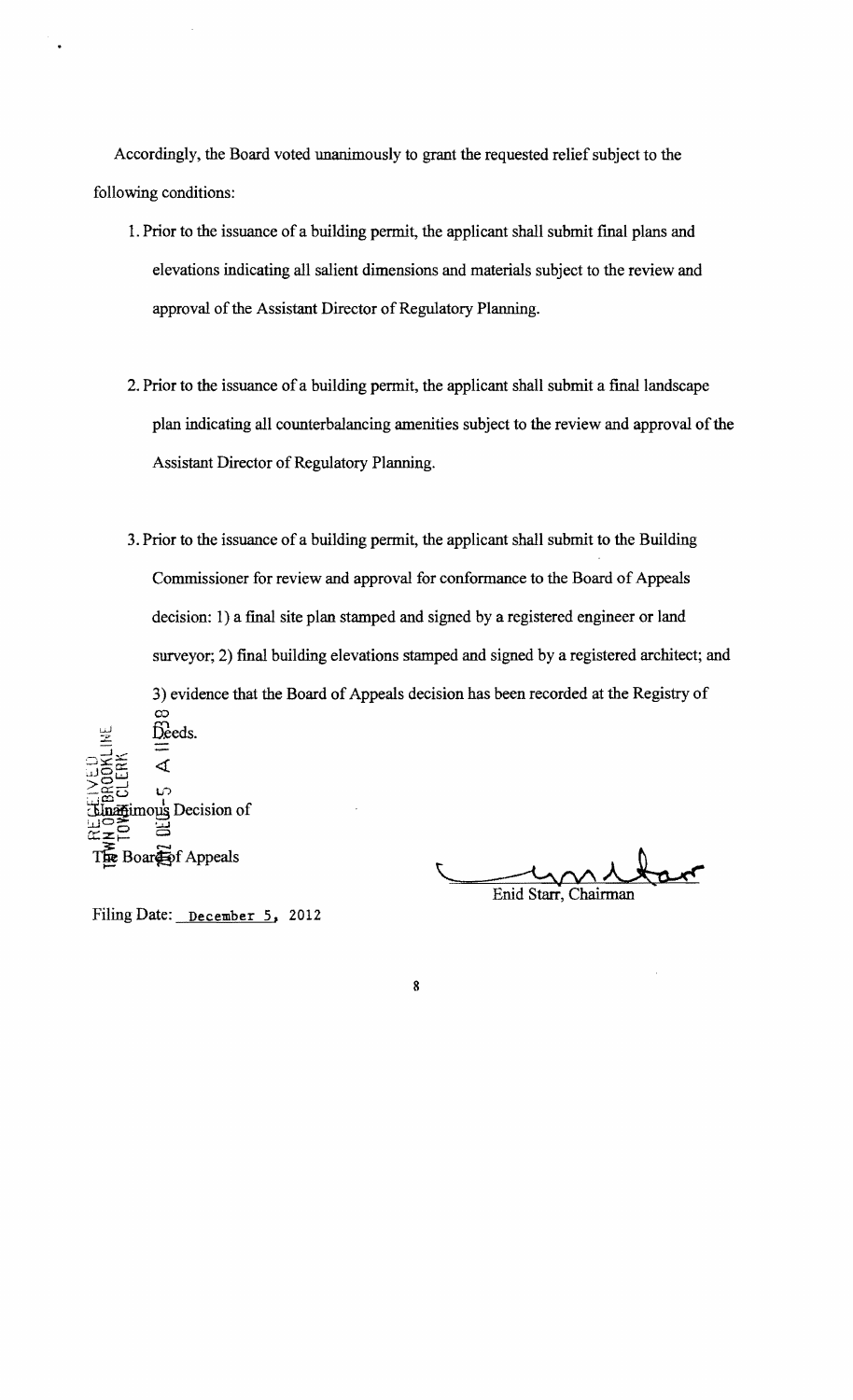Accordingly, the Board voted unanimously to grant the requested relief subject to the following conditions:

1. Prior to the issuance of a building permit, the applicant shall submit final plans and elevations indicating all salient dimensions and materials subject to the review and approval of the Assistant Director of Regulatory Planning.

2. Prior to the issuance of a building permit, the applicant shall submit a final landscape plan indicating all counterbalancing amenities subject to the review and approval of the Assistant Director of Regulatory Planning.

3. Prior to the issuance of a building permit, the applicant shall submit to the Building Commissioner for review and approval for conformance to the Board of Appeals decision: 1) a final site plan stamped and signed by a registered engineer or land surveyor; 2) final building elevations stamped and signed by a registered architect; and 3) evidence that the Board of Appeals decision has been recorded at the Registry of Deeds.

RECEIVED
TOWN OF BROOKLINE
TOWN CLERK
2012 DEC -5 A 11:08

Unanimous Decision of
The Board of Appeals

Enid Starr, Chairman

Filing Date: December 5, 2012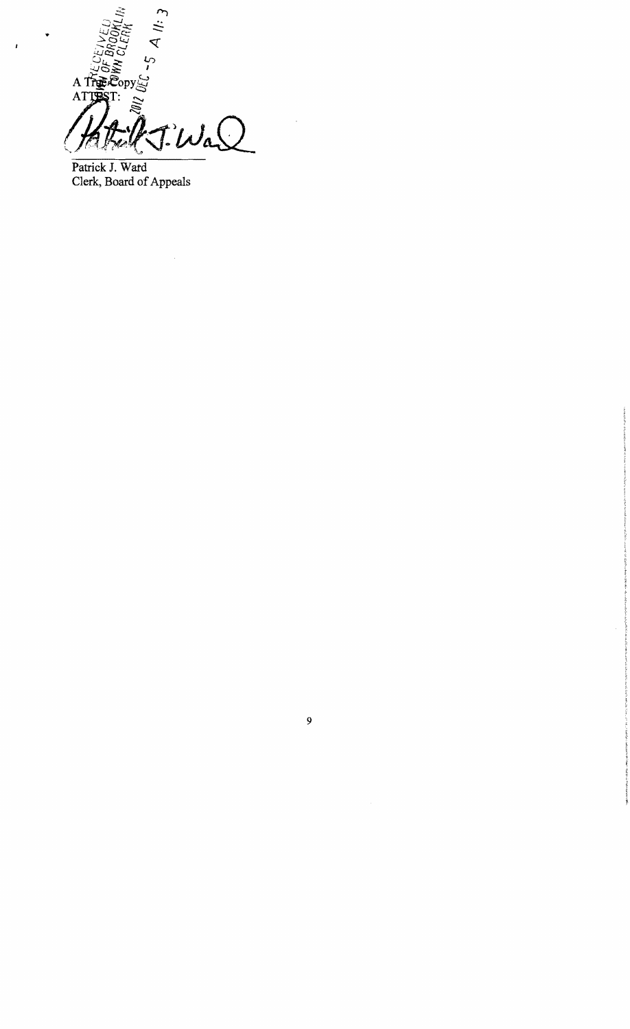RECEIVED
TOWN OF BROOKLINE
TOWN CLERK

2012 DEC -5 A 11: 3

A True Copy
ATTEST:

Patrick J. Ward
Clerk, Board of Appeals